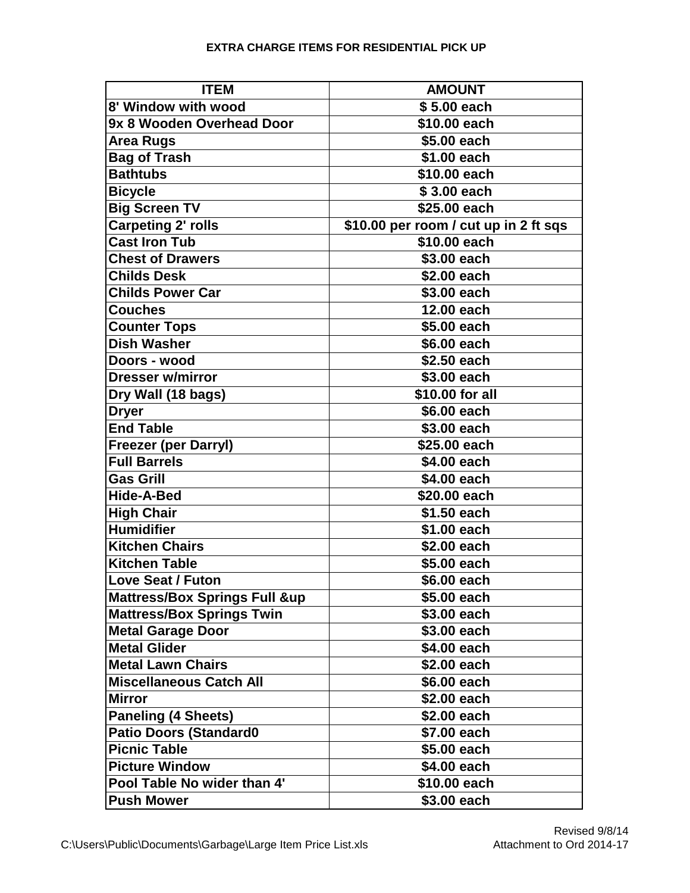## EXTRA CHARGE ITEMS FOR RESIDENTIAL PICK UP

| ITEM | AMOUNT |
|---|---|
| 8' Window with wood | $ 5.00 each |
| 9x 8 Wooden Overhead Door | $10.00 each |
| Area Rugs | $5.00 each |
| Bag of Trash | $1.00 each |
| Bathtubs | $10.00 each |
| Bicycle | $ 3.00 each |
| Big Screen TV | $25.00 each |
| Carpeting 2' rolls | $10.00 per room / cut up in 2 ft sqs |
| Cast Iron Tub | $10.00 each |
| Chest of Drawers | $3.00 each |
| Childs Desk | $2.00 each |
| Childs Power Car | $3.00 each |
| Couches | 12.00 each |
| Counter Tops | $5.00 each |
| Dish Washer | $6.00 each |
| Doors - wood | $2.50 each |
| Dresser w/mirror | $3.00 each |
| Dry Wall (18 bags) | $10.00 for all |
| Dryer | $6.00 each |
| End Table | $3.00 each |
| Freezer (per Darryl) | $25.00 each |
| Full Barrels | $4.00 each |
| Gas Grill | $4.00 each |
| Hide-A-Bed | $20.00 each |
| High Chair | $1.50 each |
| Humidifier | $1.00 each |
| Kitchen Chairs | $2.00 each |
| Kitchen Table | $5.00 each |
| Love Seat / Futon | $6.00 each |
| Mattress/Box Springs Full &up | $5.00 each |
| Mattress/Box Springs Twin | $3.00 each |
| Metal Garage Door | $3.00 each |
| Metal Glider | $4.00 each |
| Metal Lawn Chairs | $2.00 each |
| Miscellaneous Catch All | $6.00 each |
| Mirror | $2.00 each |
| Paneling (4 Sheets) | $2.00 each |
| Patio Doors (Standard0 | $7.00 each |
| Picnic Table | $5.00 each |
| Picture Window | $4.00 each |
| Pool Table No wider than 4' | $10.00 each |
| Push Mower | $3.00 each |

C:\Users\Public\Documents\Garbage\Large Item Price List.xls

Revised 9/8/14
Attachment to Ord 2014-17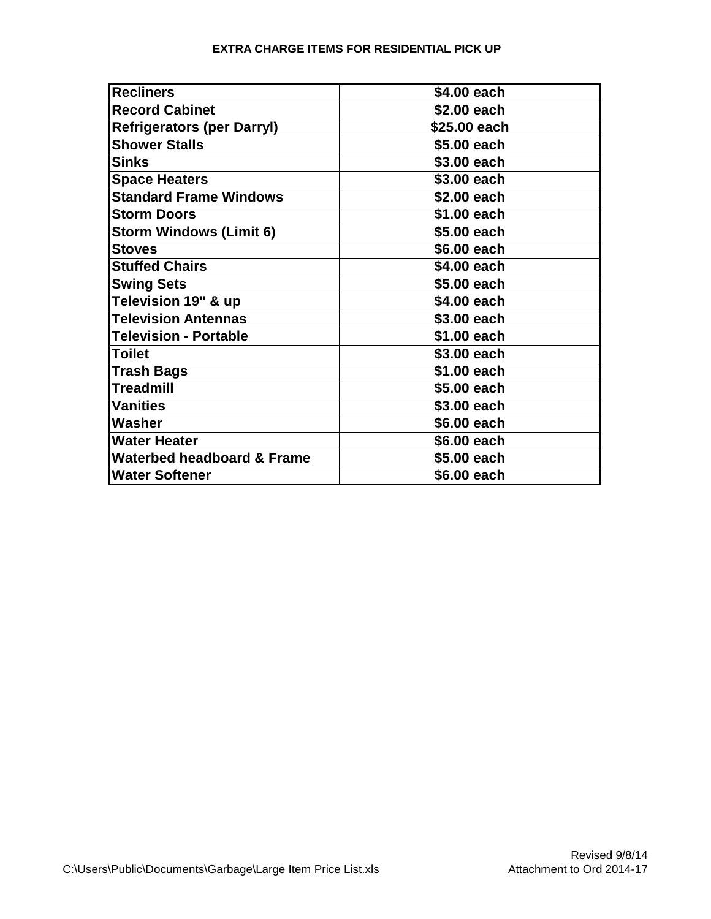**EXTRA CHARGE ITEMS FOR RESIDENTIAL PICK UP**

| | |
|---|---|
| **Recliners** | **$4.00 each** |
| **Record Cabinet** | **$2.00 each** |
| **Refrigerators (per Darryl)** | **$25.00 each** |
| **Shower Stalls** | **$5.00 each** |
| **Sinks** | **$3.00 each** |
| **Space Heaters** | **$3.00 each** |
| **Standard Frame Windows** | **$2.00 each** |
| **Storm Doors** | **$1.00 each** |
| **Storm Windows (Limit 6)** | **$5.00 each** |
| **Stoves** | **$6.00 each** |
| **Stuffed Chairs** | **$4.00 each** |
| **Swing Sets** | **$5.00 each** |
| **Television 19" & up** | **$4.00 each** |
| **Television Antennas** | **$3.00 each** |
| **Television - Portable** | **$1.00 each** |
| **Toilet** | **$3.00 each** |
| **Trash Bags** | **$1.00 each** |
| **Treadmill** | **$5.00 each** |
| **Vanities** | **$3.00 each** |
| **Washer** | **$6.00 each** |
| **Water Heater** | **$6.00 each** |
| **Waterbed headboard & Frame** | **$5.00 each** |
| **Water Softener** | **$6.00 each** |

C:\Users\Public\Documents\Garbage\Large Item Price List.xls

Revised 9/8/14
Attachment to Ord 2014-17